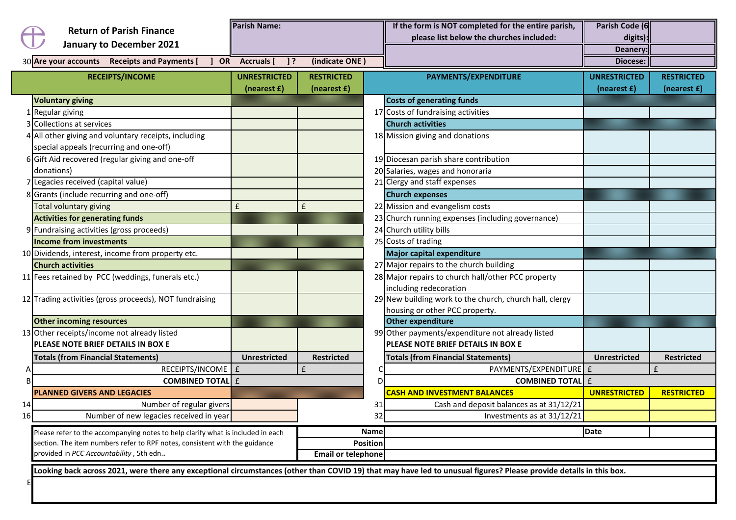# Return of Parish Finance
## January to December 2021

| Parish Name: | If the form is NOT completed for the entire parish, please list below the churches included: | Parish Code (6 digits): | |
|---|---|---|---|
| | | Deanery: | |
| | | Diocese: | |

30 Are your accounts Receipts and Payments [ ] OR Accruals [ ] ? (indicate ONE )

| | RECEIPTS/INCOME | UNRESTRICTED (nearest £) | RESTRICTED (nearest £) | | PAYMENTS/EXPENDITURE | UNRESTRICTED (nearest £) | RESTRICTED (nearest £) |
|---|---|---|---|---|---|---|---|
| | **Voluntary giving** | | | | **Costs of generating funds** | | |
| 1 | Regular giving | | | 17 | Costs of fundraising activities | | |
| 3 | Collections at services | | | | **Church activities** | | |
| 4 | All other giving and voluntary receipts, including special appeals (recurring and one-off) | | | 18 | Mission giving and donations | | |
| 6 | Gift Aid recovered (regular giving and one-off donations) | | | 19 | Diocesan parish share contribution | | |
| | | | | 20 | Salaries, wages and honoraria | | |
| 7 | Legacies received (capital value) | | | 21 | Clergy and staff expenses | | |
| 8 | Grants (include recurring and one-off) | | | | **Church expenses** | | |
| | Total voluntary giving | £ | £ | 22 | Mission and evangelism costs | | |
| | **Activities for generating funds** | | | 23 | Church running expenses (including governance) | | |
| 9 | Fundraising activities (gross proceeds) | | | 24 | Church utility bills | | |
| | **Income from investments** | | | 25 | Costs of trading | | |
| 10 | Dividends, interest, income from property etc. | | | | **Major capital expenditure** | | |
| | **Church activities** | | | 27 | Major repairs to the church building | | |
| 11 | Fees retained by PCC (weddings, funerals etc.) | | | 28 | Major repairs to church hall/other PCC property including redecoration | | |
| 12 | Trading activities (gross proceeds), NOT fundraising | | | 29 | New building work to the church, church hall, clergy housing or other PCC property. | | |
| | **Other incoming resources** | | | | **Other expenditure** | | |
| 13 | Other receipts/income not already listed **PLEASE NOTE BRIEF DETAILS IN BOX E** | | | 99 | Other payments/expenditure not already listed **PLEASE NOTE BRIEF DETAILS IN BOX E** | | |
| | **Totals (from Financial Statements)** | **Unrestricted** | **Restricted** | | **Totals (from Financial Statements)** | **Unrestricted** | **Restricted** |
| A | RECEIPTS/INCOME | £ | £ | C | PAYMENTS/EXPENDITURE | £ | £ |
| B | **COMBINED TOTAL** | £ | | D | **COMBINED TOTAL** | £ | |
| | **PLANNED GIVERS AND LEGACIES** | | | | **CASH AND INVESTMENT BALANCES** | **UNRESTRICTED** | **RESTRICTED** |
| 14 | Number of regular givers | | | 31 | Cash and deposit balances as at 31/12/21 | | |
| 16 | Number of new legacies received in year | | | 32 | Investments as at 31/12/21 | | |

Please refer to the accompanying notes to help clarify what is included in each section. The item numbers refer to RPF notes, consistent with the guidance provided in *PCC Accountability* , 5th edn..

| | | | |
|---|---|---|---|
| **Name** | | **Date** | |
| **Position** | | | |
| **Email or telephone** | | | |

**Looking back across 2021, were there any exceptional circumstances (other than COVID 19) that may have led to unusual figures? Please provide details in this box.**

E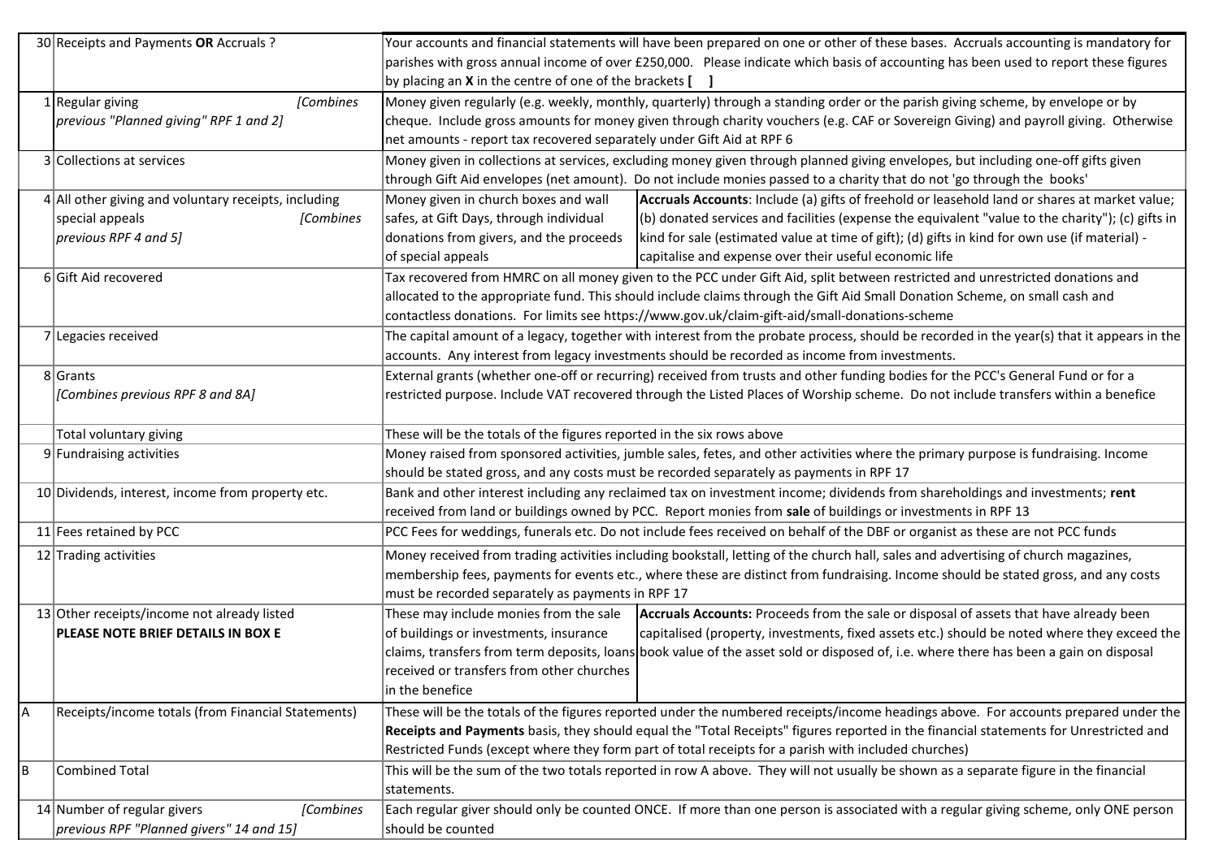| | | | |
|---|---|---|---|
| 30 | Receipts and Payments **OR** Accruals ? | Your accounts and financial statements will have been prepared on one or other of these bases. Accruals accounting is mandatory for parishes with gross annual income of over £250,000. Please indicate which basis of accounting has been used to report these figures by placing an **X** in the centre of one of the brackets **[ ]** | |
| 1 | Regular giving *[Combines previous "Planned giving" RPF 1 and 2]* | Money given regularly (e.g. weekly, monthly, quarterly) through a standing order or the parish giving scheme, by envelope or by cheque. Include gross amounts for money given through charity vouchers (e.g. CAF or Sovereign Giving) and payroll giving. Otherwise net amounts - report tax recovered separately under Gift Aid at RPF 6 | |
| 3 | Collections at services | Money given in collections at services, excluding money given through planned giving envelopes, but including one-off gifts given through Gift Aid envelopes (net amount). Do not include monies passed to a charity that do not 'go through the books' | |
| 4 | All other giving and voluntary receipts, including special appeals *[Combines previous RPF 4 and 5]* | Money given in church boxes and wall safes, at Gift Days, through individual donations from givers, and the proceeds of special appeals | **Accruals Accounts**: Include (a) gifts of freehold or leasehold land or shares at market value; (b) donated services and facilities (expense the equivalent "value to the charity"); (c) gifts in kind for sale (estimated value at time of gift); (d) gifts in kind for own use (if material) - capitalise and expense over their useful economic life |
| 6 | Gift Aid recovered | Tax recovered from HMRC on all money given to the PCC under Gift Aid, split between restricted and unrestricted donations and allocated to the appropriate fund. This should include claims through the Gift Aid Small Donation Scheme, on small cash and contactless donations. For limits see https://www.gov.uk/claim-gift-aid/small-donations-scheme | |
| 7 | Legacies received | The capital amount of a legacy, together with interest from the probate process, should be recorded in the year(s) that it appears in the accounts. Any interest from legacy investments should be recorded as income from investments. | |
| 8 | Grants *[Combines previous RPF 8 and 8A]* | External grants (whether one-off or recurring) received from trusts and other funding bodies for the PCC's General Fund or for a restricted purpose. Include VAT recovered through the Listed Places of Worship scheme. Do not include transfers within a benefice | |
| | Total voluntary giving | These will be the totals of the figures reported in the six rows above | |
| 9 | Fundraising activities | Money raised from sponsored activities, jumble sales, fetes, and other activities where the primary purpose is fundraising. Income should be stated gross, and any costs must be recorded separately as payments in RPF 17 | |
| 10 | Dividends, interest, income from property etc. | Bank and other interest including any reclaimed tax on investment income; dividends from shareholdings and investments; **rent** received from land or buildings owned by PCC. Report monies from **sale** of buildings or investments in RPF 13 | |
| 11 | Fees retained by PCC | PCC Fees for weddings, funerals etc. Do not include fees received on behalf of the DBF or organist as these are not PCC funds | |
| 12 | Trading activities | Money received from trading activities including bookstall, letting of the church hall, sales and advertising of church magazines, membership fees, payments for events etc., where these are distinct from fundraising. Income should be stated gross, and any costs must be recorded separately as payments in RPF 17 | |
| 13 | Other receipts/income not already listed **PLEASE NOTE BRIEF DETAILS IN BOX E** | These may include monies from the sale of buildings or investments, insurance claims, transfers from term deposits, loans received or transfers from other churches in the benefice | **Accruals Accounts:** Proceeds from the sale or disposal of assets that have already been capitalised (property, investments, fixed assets etc.) should be noted where they exceed the book value of the asset sold or disposed of, i.e. where there has been a gain on disposal |
| A | Receipts/income totals (from Financial Statements) | These will be the totals of the figures reported under the numbered receipts/income headings above. For accounts prepared under the **Receipts and Payments** basis, they should equal the "Total Receipts" figures reported in the financial statements for Unrestricted and Restricted Funds (except where they form part of total receipts for a parish with included churches) | |
| B | Combined Total | This will be the sum of the two totals reported in row A above. They will not usually be shown as a separate figure in the financial statements. | |
| 14 | Number of regular givers *[Combines previous RPF "Planned givers" 14 and 15]* | Each regular giver should only be counted ONCE. If more than one person is associated with a regular giving scheme, only ONE person should be counted | |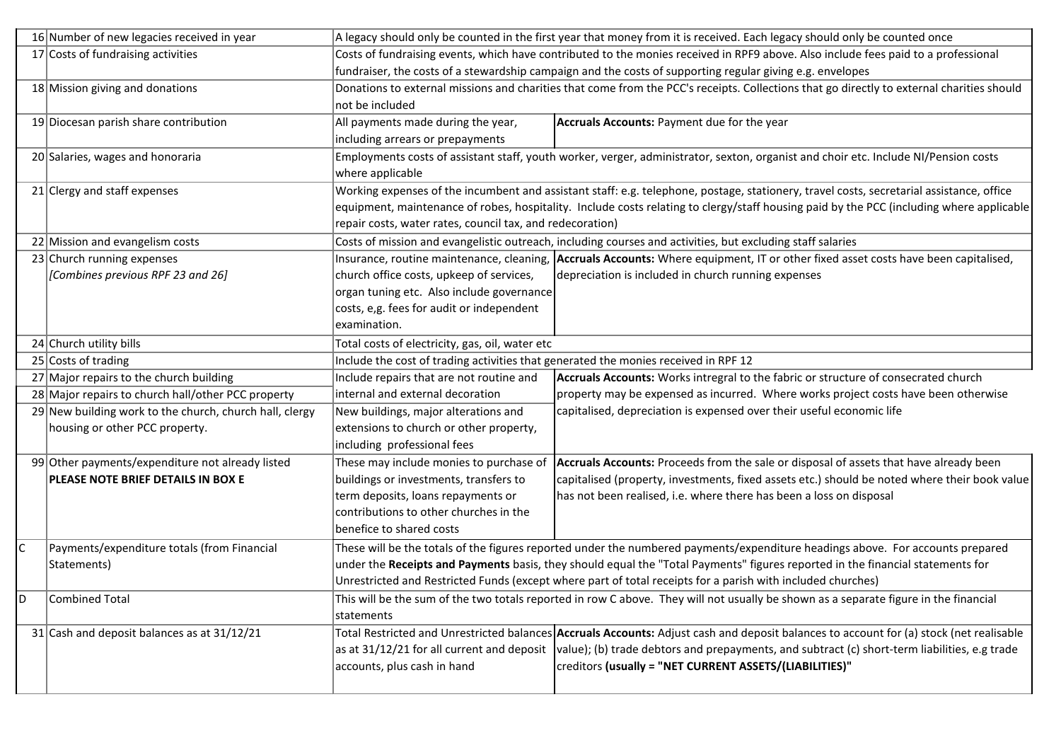| | | | |
|---|---|---|---|
| 16 | Number of new legacies received in year | A legacy should only be counted in the first year that money from it is received. Each legacy should only be counted once | |
| 17 | Costs of fundraising activities | Costs of fundraising events, which have contributed to the monies received in RPF9 above. Also include fees paid to a professional fundraiser, the costs of a stewardship campaign and the costs of supporting regular giving e.g. envelopes | |
| 18 | Mission giving and donations | Donations to external missions and charities that come from the PCC's receipts. Collections that go directly to external charities should not be included | |
| 19 | Diocesan parish share contribution | All payments made during the year, including arrears or prepayments | **Accruals Accounts:** Payment due for the year |
| 20 | Salaries, wages and honoraria | Employments costs of assistant staff, youth worker, verger, administrator, sexton, organist and choir etc. Include NI/Pension costs where applicable | |
| 21 | Clergy and staff expenses | Working expenses of the incumbent and assistant staff: e.g. telephone, postage, stationery, travel costs, secretarial assistance, office equipment, maintenance of robes, hospitality. Include costs relating to clergy/staff housing paid by the PCC (including where applicable repair costs, water rates, council tax, and redecoration) | |
| 22 | Mission and evangelism costs | Costs of mission and evangelistic outreach, including courses and activities, but excluding staff salaries | |
| 23 | Church running expenses *[Combines previous RPF 23 and 26]* | Insurance, routine maintenance, cleaning, church office costs, upkeep of services, organ tuning etc. Also include governance costs, e,g. fees for audit or independent examination. | **Accruals Accounts:** Where equipment, IT or other fixed asset costs have been capitalised, depreciation is included in church running expenses |
| 24 | Church utility bills | Total costs of electricity, gas, oil, water etc | |
| 25 | Costs of trading | Include the cost of trading activities that generated the monies received in RPF 12 | |
| 27 | Major repairs to the church building | Include repairs that are not routine and internal and external decoration | **Accruals Accounts:** Works intregral to the fabric or structure of consecrated church property may be expensed as incurred. Where works project costs have been otherwise capitalised, depreciation is expensed over their useful economic life |
| 28 | Major repairs to church hall/other PCC property | | |
| 29 | New building work to the church, church hall, clergy housing or other PCC property. | New buildings, major alterations and extensions to church or other property, including professional fees | |
| 99 | Other payments/expenditure not already listed **PLEASE NOTE BRIEF DETAILS IN BOX E** | These may include monies to purchase of buildings or investments, transfers to term deposits, loans repayments or contributions to other churches in the benefice to shared costs | **Accruals Accounts:** Proceeds from the sale or disposal of assets that have already been capitalised (property, investments, fixed assets etc.) should be noted where their book value has not been realised, i.e. where there has been a loss on disposal |
| C | Payments/expenditure totals (from Financial Statements) | These will be the totals of the figures reported under the numbered payments/expenditure headings above. For accounts prepared under the **Receipts and Payments** basis, they should equal the "Total Payments" figures reported in the financial statements for Unrestricted and Restricted Funds (except where part of total receipts for a parish with included churches) | |
| D | Combined Total | This will be the sum of the two totals reported in row C above. They will not usually be shown as a separate figure in the financial statements | |
| 31 | Cash and deposit balances as at 31/12/21 | Total Restricted and Unrestricted balances as at 31/12/21 for all current and deposit accounts, plus cash in hand | **Accruals Accounts:** Adjust cash and deposit balances to account for (a) stock (net realisable value); (b) trade debtors and prepayments, and subtract (c) short-term liabilities, e.g trade creditors **(usually = "NET CURRENT ASSETS/(LIABILITIES)"** |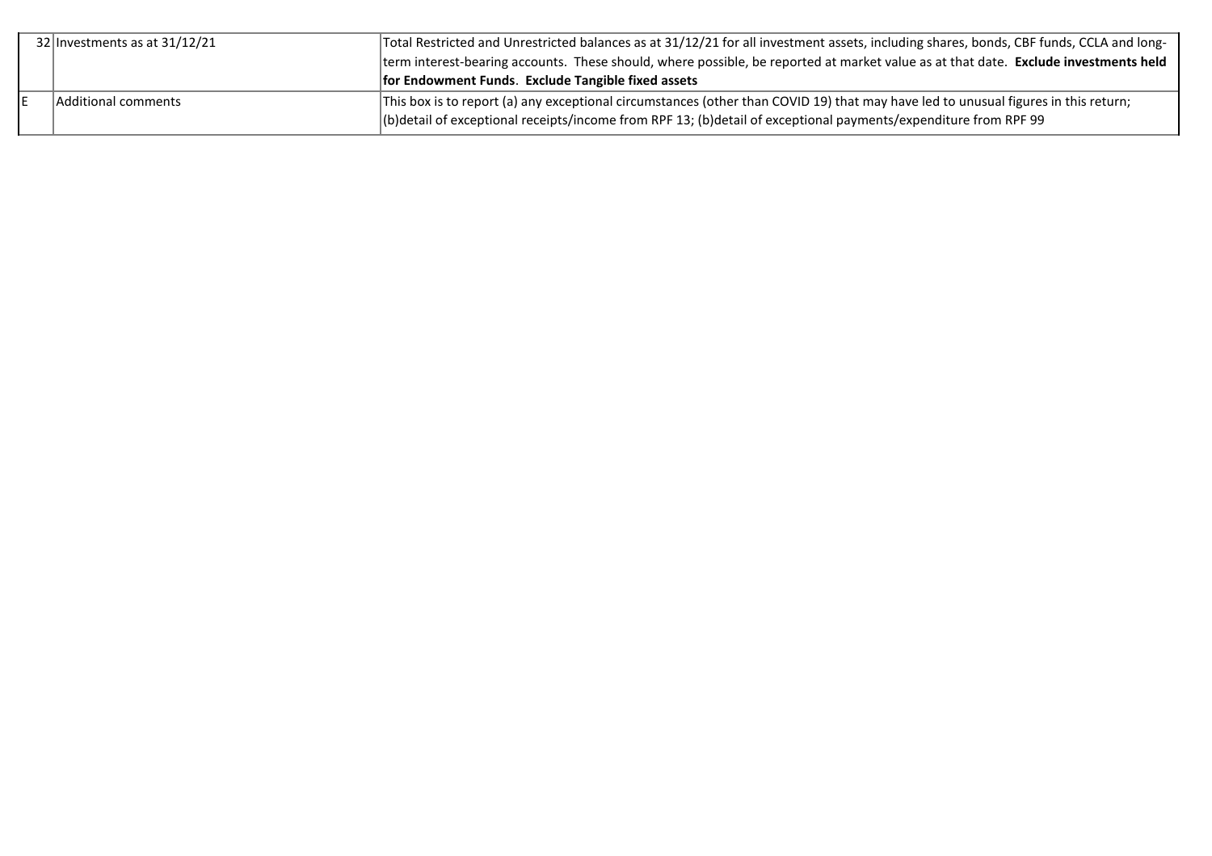| | | |
|---|---|---|
| 32 | Investments as at 31/12/21 | Total Restricted and Unrestricted balances as at 31/12/21 for all investment assets, including shares, bonds, CBF funds, CCLA and long-term interest-bearing accounts. These should, where possible, be reported at market value as at that date. **Exclude investments held for Endowment Funds**. **Exclude Tangible fixed assets** |
| E | Additional comments | This box is to report (a) any exceptional circumstances (other than COVID 19) that may have led to unusual figures in this return; (b)detail of exceptional receipts/income from RPF 13; (b)detail of exceptional payments/expenditure from RPF 99 |